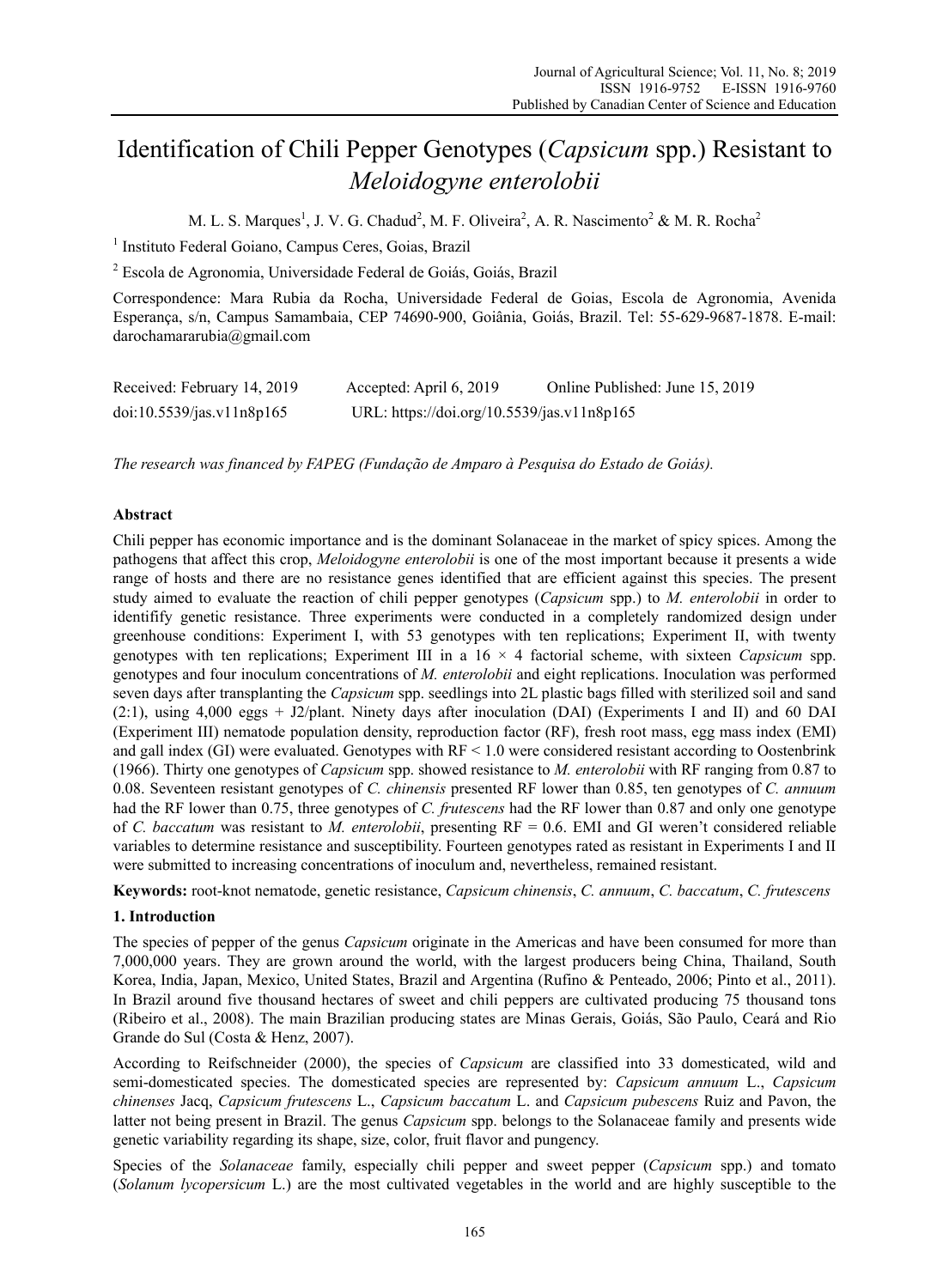# Identification of Chili Pepper Genotypes (*Capsicum* spp.) Resistant to *Meloidogyne enterolobii*

M. L. S. Marques[1], J. V. G. Chadud[2], M. F. Oliveira[2], A. R. Nascimento[2] & M. R. Rocha[2]

[1] Instituto Federal Goiano, Campus Ceres, Goias, Brazil

[2] Escola de Agronomia, Universidade Federal de Goiás, Goiás, Brazil

Correspondence: Mara Rubia da Rocha, Universidade Federal de Goias, Escola de Agronomia, Avenida Esperança, s/n, Campus Samambaia, CEP 74690-900, Goiânia, Goiás, Brazil. Tel: 55-629-9687-1878. E-mail: darochamararubia@gmail.com

Received: February 14, 2019 Accepted: April 6, 2019 Online Published: June 15, 2019

doi:10.5539/jas.v11n8p165 URL: https://doi.org/10.5539/jas.v11n8p165

*The research was financed by FAPEG (Fundação de Amparo à Pesquisa do Estado de Goiás).*

**Abstract**

Chili pepper has economic importance and is the dominant Solanaceae in the market of spicy spices. Among the pathogens that affect this crop, *Meloidogyne enterolobii* is one of the most important because it presents a wide range of hosts and there are no resistance genes identified that are efficient against this species. The present study aimed to evaluate the reaction of chili pepper genotypes (*Capsicum* spp.) to *M. enterolobii* in order to identifify genetic resistance. Three experiments were conducted in a completely randomized design under greenhouse conditions: Experiment I, with 53 genotypes with ten replications; Experiment II, with twenty genotypes with ten replications; Experiment III in a 16 × 4 factorial scheme, with sixteen *Capsicum* spp. genotypes and four inoculum concentrations of *M. enterolobii* and eight replications. Inoculation was performed seven days after transplanting the *Capsicum* spp. seedlings into 2L plastic bags filled with sterilized soil and sand (2:1), using 4,000 eggs + J2/plant. Ninety days after inoculation (DAI) (Experiments I and II) and 60 DAI (Experiment III) nematode population density, reproduction factor (RF), fresh root mass, egg mass index (EMI) and gall index (GI) were evaluated. Genotypes with RF < 1.0 were considered resistant according to Oostenbrink (1966). Thirty one genotypes of *Capsicum* spp. showed resistance to *M. enterolobii* with RF ranging from 0.87 to 0.08. Seventeen resistant genotypes of *C. chinensis* presented RF lower than 0.85, ten genotypes of *C. annuum* had the RF lower than 0.75, three genotypes of *C. frutescens* had the RF lower than 0.87 and only one genotype of *C. baccatum* was resistant to *M. enterolobii*, presenting RF = 0.6. EMI and GI weren't considered reliable variables to determine resistance and susceptibility. Fourteen genotypes rated as resistant in Experiments I and II were submitted to increasing concentrations of inoculum and, nevertheless, remained resistant.

**Keywords:** root-knot nematode, genetic resistance, *Capsicum chinensis*, *C. annuum*, *C. baccatum*, *C. frutescens*

## 1. Introduction

The species of pepper of the genus *Capsicum* originate in the Americas and have been consumed for more than 7,000,000 years. They are grown around the world, with the largest producers being China, Thailand, South Korea, India, Japan, Mexico, United States, Brazil and Argentina (Rufino & Penteado, 2006; Pinto et al., 2011). In Brazil around five thousand hectares of sweet and chili peppers are cultivated producing 75 thousand tons (Ribeiro et al., 2008). The main Brazilian producing states are Minas Gerais, Goiás, São Paulo, Ceará and Rio Grande do Sul (Costa & Henz, 2007).

According to Reifschneider (2000), the species of *Capsicum* are classified into 33 domesticated, wild and semi-domesticated species. The domesticated species are represented by: *Capsicum annuum* L., *Capsicum chinenses* Jacq, *Capsicum frutescens* L., *Capsicum baccatum* L. and *Capsicum pubescens* Ruiz and Pavon, the latter not being present in Brazil. The genus *Capsicum* spp. belongs to the Solanaceae family and presents wide genetic variability regarding its shape, size, color, fruit flavor and pungency.

Species of the *Solanaceae* family, especially chili pepper and sweet pepper (*Capsicum* spp.) and tomato (*Solanum lycopersicum* L.) are the most cultivated vegetables in the world and are highly susceptible to the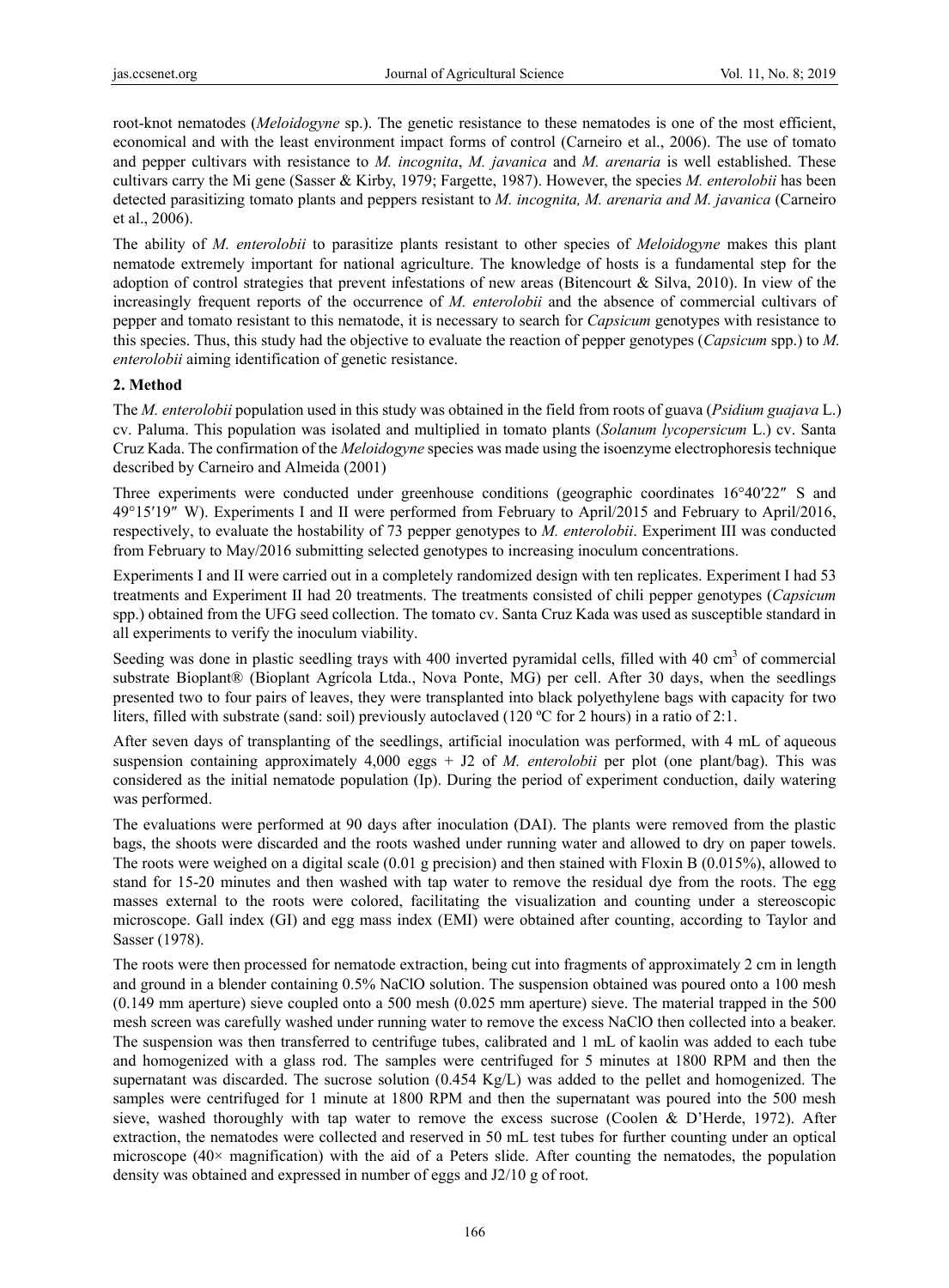root-knot nematodes (*Meloidogyne* sp.). The genetic resistance to these nematodes is one of the most efficient, economical and with the least environment impact forms of control (Carneiro et al., 2006). The use of tomato and pepper cultivars with resistance to *M. incognita*, *M. javanica* and *M. arenaria* is well established. These cultivars carry the Mi gene (Sasser & Kirby, 1979; Fargette, 1987). However, the species *M. enterolobii* has been detected parasitizing tomato plants and peppers resistant to *M. incognita, M. arenaria and M. javanica* (Carneiro et al., 2006).

The ability of *M. enterolobii* to parasitize plants resistant to other species of *Meloidogyne* makes this plant nematode extremely important for national agriculture. The knowledge of hosts is a fundamental step for the adoption of control strategies that prevent infestations of new areas (Bitencourt & Silva, 2010). In view of the increasingly frequent reports of the occurrence of *M. enterolobii* and the absence of commercial cultivars of pepper and tomato resistant to this nematode, it is necessary to search for *Capsicum* genotypes with resistance to this species. Thus, this study had the objective to evaluate the reaction of pepper genotypes (*Capsicum* spp.) to *M. enterolobii* aiming identification of genetic resistance.

## 2. Method

The *M. enterolobii* population used in this study was obtained in the field from roots of guava (*Psidium guajava* L.) cv. Paluma. This population was isolated and multiplied in tomato plants (*Solanum lycopersicum* L.) cv. Santa Cruz Kada. The confirmation of the *Meloidogyne* species was made using the isoenzyme electrophoresis technique described by Carneiro and Almeida (2001)

Three experiments were conducted under greenhouse conditions (geographic coordinates 16°40′22″ S and 49°15′19″ W). Experiments I and II were performed from February to April/2015 and February to April/2016, respectively, to evaluate the hostability of 73 pepper genotypes to *M. enterolobii*. Experiment III was conducted from February to May/2016 submitting selected genotypes to increasing inoculum concentrations.

Experiments I and II were carried out in a completely randomized design with ten replicates. Experiment I had 53 treatments and Experiment II had 20 treatments. The treatments consisted of chili pepper genotypes (*Capsicum* spp.) obtained from the UFG seed collection. The tomato cv. Santa Cruz Kada was used as susceptible standard in all experiments to verify the inoculum viability.

Seeding was done in plastic seedling trays with 400 inverted pyramidal cells, filled with 40 $cm^3$ of commercial substrate Bioplant® (Bioplant Agrícola Ltda., Nova Ponte, MG) per cell. After 30 days, when the seedlings presented two to four pairs of leaves, they were transplanted into black polyethylene bags with capacity for two liters, filled with substrate (sand: soil) previously autoclaved (120 ºC for 2 hours) in a ratio of 2:1.

After seven days of transplanting of the seedlings, artificial inoculation was performed, with 4 mL of aqueous suspension containing approximately 4,000 eggs + J2 of *M. enterolobii* per plot (one plant/bag). This was considered as the initial nematode population (Ip). During the period of experiment conduction, daily watering was performed.

The evaluations were performed at 90 days after inoculation (DAI). The plants were removed from the plastic bags, the shoots were discarded and the roots washed under running water and allowed to dry on paper towels. The roots were weighed on a digital scale (0.01 g precision) and then stained with Floxin B (0.015%), allowed to stand for 15-20 minutes and then washed with tap water to remove the residual dye from the roots. The egg masses external to the roots were colored, facilitating the visualization and counting under a stereoscopic microscope. Gall index (GI) and egg mass index (EMI) were obtained after counting, according to Taylor and Sasser (1978).

The roots were then processed for nematode extraction, being cut into fragments of approximately 2 cm in length and ground in a blender containing 0.5% NaClO solution. The suspension obtained was poured onto a 100 mesh (0.149 mm aperture) sieve coupled onto a 500 mesh (0.025 mm aperture) sieve. The material trapped in the 500 mesh screen was carefully washed under running water to remove the excess NaClO then collected into a beaker. The suspension was then transferred to centrifuge tubes, calibrated and 1 mL of kaolin was added to each tube and homogenized with a glass rod. The samples were centrifuged for 5 minutes at 1800 RPM and then the supernatant was discarded. The sucrose solution (0.454 Kg/L) was added to the pellet and homogenized. The samples were centrifuged for 1 minute at 1800 RPM and then the supernatant was poured into the 500 mesh sieve, washed thoroughly with tap water to remove the excess sucrose (Coolen & D'Herde, 1972). After extraction, the nematodes were collected and reserved in 50 mL test tubes for further counting under an optical microscope (40× magnification) with the aid of a Peters slide. After counting the nematodes, the population density was obtained and expressed in number of eggs and J2/10 g of root.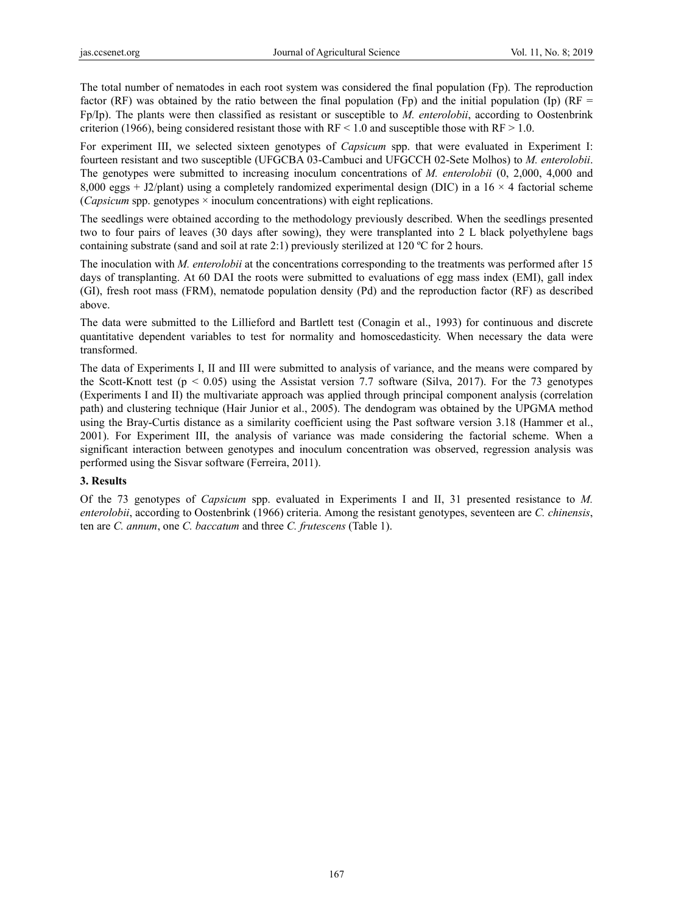The total number of nematodes in each root system was considered the final population (Fp). The reproduction factor (RF) was obtained by the ratio between the final population (Fp) and the initial population (Ip) (RF = Fp/Ip). The plants were then classified as resistant or susceptible to *M. enterolobii*, according to Oostenbrink criterion (1966), being considered resistant those with RF < 1.0 and susceptible those with RF > 1.0.

For experiment III, we selected sixteen genotypes of *Capsicum* spp. that were evaluated in Experiment I: fourteen resistant and two susceptible (UFGCBA 03-Cambuci and UFGCCH 02-Sete Molhos) to *M. enterolobii*. The genotypes were submitted to increasing inoculum concentrations of *M. enterolobii* (0, 2,000, 4,000 and 8,000 eggs + J2/plant) using a completely randomized experimental design (DIC) in a 16 × 4 factorial scheme (*Capsicum* spp. genotypes × inoculum concentrations) with eight replications.

The seedlings were obtained according to the methodology previously described. When the seedlings presented two to four pairs of leaves (30 days after sowing), they were transplanted into 2 L black polyethylene bags containing substrate (sand and soil at rate 2:1) previously sterilized at 120 ºC for 2 hours.

The inoculation with *M. enterolobii* at the concentrations corresponding to the treatments was performed after 15 days of transplanting. At 60 DAI the roots were submitted to evaluations of egg mass index (EMI), gall index (GI), fresh root mass (FRM), nematode population density (Pd) and the reproduction factor (RF) as described above.

The data were submitted to the Lillieford and Bartlett test (Conagin et al., 1993) for continuous and discrete quantitative dependent variables to test for normality and homoscedasticity. When necessary the data were transformed.

The data of Experiments I, II and III were submitted to analysis of variance, and the means were compared by the Scott-Knott test ($p < 0.05$) using the Assistat version 7.7 software (Silva, 2017). For the 73 genotypes (Experiments I and II) the multivariate approach was applied through principal component analysis (correlation path) and clustering technique (Hair Junior et al., 2005). The dendogram was obtained by the UPGMA method using the Bray-Curtis distance as a similarity coefficient using the Past software version 3.18 (Hammer et al., 2001). For Experiment III, the analysis of variance was made considering the factorial scheme. When a significant interaction between genotypes and inoculum concentration was observed, regression analysis was performed using the Sisvar software (Ferreira, 2011).

## 3. Results

Of the 73 genotypes of *Capsicum* spp. evaluated in Experiments I and II, 31 presented resistance to *M. enterolobii*, according to Oostenbrink (1966) criteria. Among the resistant genotypes, seventeen are *C. chinensis*, ten are *C. annum*, one *C. baccatum* and three *C. frutescens* (Table 1).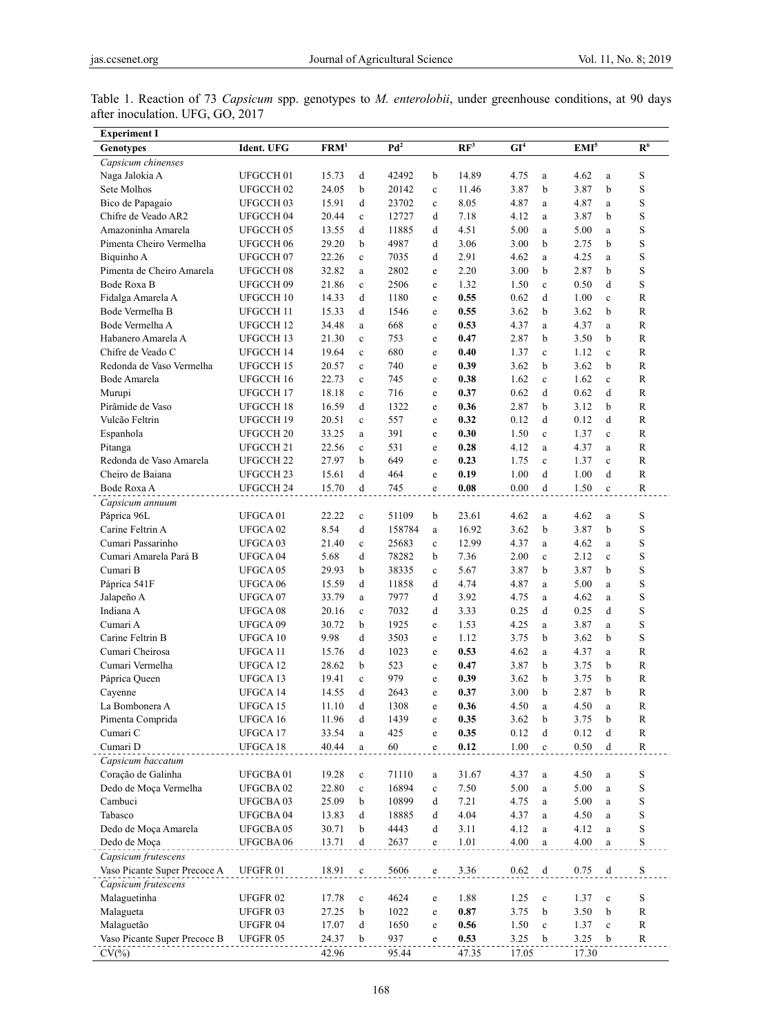Table 1. Reaction of 73 *Capsicum* spp. genotypes to *M. enterolobii*, under greenhouse conditions, at 90 days after inoculation. UFG, GO, 2017

| **Experiment I** | | | | | | | | | | | | |
|---|---|---|---|---|---|---|---|---|---|---|---|---|
| **Genotypes** | **Ident. UFG** | **FRM**[1] | | **Pd**[2] | | **RF**[3] | **GI**[4] | | **EMI**[5] | | **R**[6] |
| *Capsicum chinenses* | | | | | | | | | | | |
| Naga Jalokia A | UFGCCH 01 | 15.73 | d | 42492 | b | 14.89 | 4.75 | a | 4.62 | a | S |
| Sete Molhos | UFGCCH 02 | 24.05 | b | 20142 | c | 11.46 | 3.87 | b | 3.87 | b | S |
| Bico de Papagaio | UFGCCH 03 | 15.91 | d | 23702 | c | 8.05 | 4.87 | a | 4.87 | a | S |
| Chifre de Veado AR2 | UFGCCH 04 | 20.44 | c | 12727 | d | 7.18 | 4.12 | a | 3.87 | b | S |
| Amazoninha Amarela | UFGCCH 05 | 13.55 | d | 11885 | d | 4.51 | 5.00 | a | 5.00 | a | S |
| Pimenta Cheiro Vermelha | UFGCCH 06 | 29.20 | b | 4987 | d | 3.06 | 3.00 | b | 2.75 | b | S |
| Biquinho A | UFGCCH 07 | 22.26 | c | 7035 | d | 2.91 | 4.62 | a | 4.25 | a | S |
| Pimenta de Cheiro Amarela | UFGCCH 08 | 32.82 | a | 2802 | e | 2.20 | 3.00 | b | 2.87 | b | S |
| Bode Roxa B | UFGCCH 09 | 21.86 | c | 2506 | e | 1.32 | 1.50 | c | 0.50 | d | S |
| Fidalga Amarela A | UFGCCH 10 | 14.33 | d | 1180 | e | **0.55** | 0.62 | d | 1.00 | c | R |
| Bode Vermelha B | UFGCCH 11 | 15.33 | d | 1546 | e | **0.55** | 3.62 | b | 3.62 | b | R |
| Bode Vermelha A | UFGCCH 12 | 34.48 | a | 668 | e | **0.53** | 4.37 | a | 4.37 | a | R |
| Habanero Amarela A | UFGCCH 13 | 21.30 | c | 753 | e | **0.47** | 2.87 | b | 3.50 | b | R |
| Chifre de Veado C | UFGCCH 14 | 19.64 | c | 680 | e | **0.40** | 1.37 | c | 1.12 | c | R |
| Redonda de Vaso Vermelha | UFGCCH 15 | 20.57 | c | 740 | e | **0.39** | 3.62 | b | 3.62 | b | R |
| Bode Amarela | UFGCCH 16 | 22.73 | c | 745 | e | **0.38** | 1.62 | c | 1.62 | c | R |
| Murupi | UFGCCH 17 | 18.18 | c | 716 | e | **0.37** | 0.62 | d | 0.62 | d | R |
| Pirâmide de Vaso | UFGCCH 18 | 16.59 | d | 1322 | e | **0.36** | 2.87 | b | 3.12 | b | R |
| Vulcão Feltrin | UFGCCH 19 | 20.51 | c | 557 | e | **0.32** | 0.12 | d | 0.12 | d | R |
| Espanhola | UFGCCH 20 | 33.25 | a | 391 | e | **0.30** | 1.50 | c | 1.37 | c | R |
| Pitanga | UFGCCH 21 | 22.56 | c | 531 | e | **0.28** | 4.12 | a | 4.37 | a | R |
| Redonda de Vaso Amarela | UFGCCH 22 | 27.97 | b | 649 | e | **0.23** | 1.75 | c | 1.37 | c | R |
| Cheiro de Baiana | UFGCCH 23 | 15.61 | d | 464 | e | **0.19** | 1.00 | d | 1.00 | d | R |
| Bode Roxa A | UFGCCH 24 | 15.70 | d | 745 | e | **0.08** | 0.00 | d | 1.50 | c | R |
| *Capsicum annuum* | | | | | | | | | | | |
| Páprica 96L | UFGCA 01 | 22.22 | c | 51109 | b | 23.61 | 4.62 | a | 4.62 | a | S |
| Carine Feltrin A | UFGCA 02 | 8.54 | d | 158784 | a | 16.92 | 3.62 | b | 3.87 | b | S |
| Cumari Passarinho | UFGCA 03 | 21.40 | c | 25683 | c | 12.99 | 4.37 | a | 4.62 | a | S |
| Cumari Amarela Pará B | UFGCA 04 | 5.68 | d | 78282 | b | 7.36 | 2.00 | c | 2.12 | c | S |
| Cumari B | UFGCA 05 | 29.93 | b | 38335 | c | 5.67 | 3.87 | b | 3.87 | b | S |
| Páprica 541F | UFGCA 06 | 15.59 | d | 11858 | d | 4.74 | 4.87 | a | 5.00 | a | S |
| Jalapeño A | UFGCA 07 | 33.79 | a | 7977 | d | 3.92 | 4.75 | a | 4.62 | a | S |
| Indiana A | UFGCA 08 | 20.16 | c | 7032 | d | 3.33 | 0.25 | d | 0.25 | d | S |
| Cumari A | UFGCA 09 | 30.72 | b | 1925 | e | 1.53 | 4.25 | a | 3.87 | a | S |
| Carine Feltrin B | UFGCA 10 | 9.98 | d | 3503 | e | 1.12 | 3.75 | b | 3.62 | b | S |
| Cumari Cheirosa | UFGCA 11 | 15.76 | d | 1023 | e | **0.53** | 4.62 | a | 4.37 | a | R |
| Cumari Vermelha | UFGCA 12 | 28.62 | b | 523 | e | **0.47** | 3.87 | b | 3.75 | b | R |
| Páprica Queen | UFGCA 13 | 19.41 | c | 979 | e | **0.39** | 3.62 | b | 3.75 | b | R |
| Cayenne | UFGCA 14 | 14.55 | d | 2643 | e | **0.37** | 3.00 | b | 2.87 | b | R |
| La Bombonera A | UFGCA 15 | 11.10 | d | 1308 | e | **0.36** | 4.50 | a | 4.50 | a | R |
| Pimenta Comprida | UFGCA 16 | 11.96 | d | 1439 | e | **0.35** | 3.62 | b | 3.75 | b | R |
| Cumari C | UFGCA 17 | 33.54 | a | 425 | e | **0.35** | 0.12 | d | 0.12 | d | R |
| Cumari D | UFGCA 18 | 40.44 | a | 60 | e | **0.12** | 1.00 | c | 0.50 | d | R |
| *Capsicum baccatum* | | | | | | | | | | | |
| Coração de Galinha | UFGCBA 01 | 19.28 | c | 71110 | a | 31.67 | 4.37 | a | 4.50 | a | S |
| Dedo de Moça Vermelha | UFGCBA 02 | 22.80 | c | 16894 | c | 7.50 | 5.00 | a | 5.00 | a | S |
| Cambuci | UFGCBA 03 | 25.09 | b | 10899 | d | 7.21 | 4.75 | a | 5.00 | a | S |
| Tabasco | UFGCBA 04 | 13.83 | d | 18885 | d | 4.04 | 4.37 | a | 4.50 | a | S |
| Dedo de Moça Amarela | UFGCBA 05 | 30.71 | b | 4443 | d | 3.11 | 4.12 | a | 4.12 | a | S |
| Dedo de Moça | UFGCBA 06 | 13.71 | d | 2637 | e | 1.01 | 4.00 | a | 4.00 | a | S |
| *Capsicum frutescens* | | | | | | | | | | | |
| Vaso Picante Super Precoce A | UFGFR 01 | 18.91 | c | 5606 | e | 3.36 | 0.62 | d | 0.75 | d | S |
| *Capsicum frutescens* | | | | | | | | | | | |
| Malaguetinha | UFGFR 02 | 17.78 | c | 4624 | e | 1.88 | 1.25 | c | 1.37 | c | S |
| Malagueta | UFGFR 03 | 27.25 | b | 1022 | e | **0.87** | 3.75 | b | 3.50 | b | R |
| Malaguetão | UFGFR 04 | 17.07 | d | 1650 | e | **0.56** | 1.50 | c | 1.37 | c | R |
| Vaso Picante Super Precoce B | UFGFR 05 | 24.37 | b | 937 | e | **0.53** | 3.25 | b | 3.25 | b | R |
| CV(%) | | 42.96 | | 95.44 | | 47.35 | 17.05 | | 17.30 | | |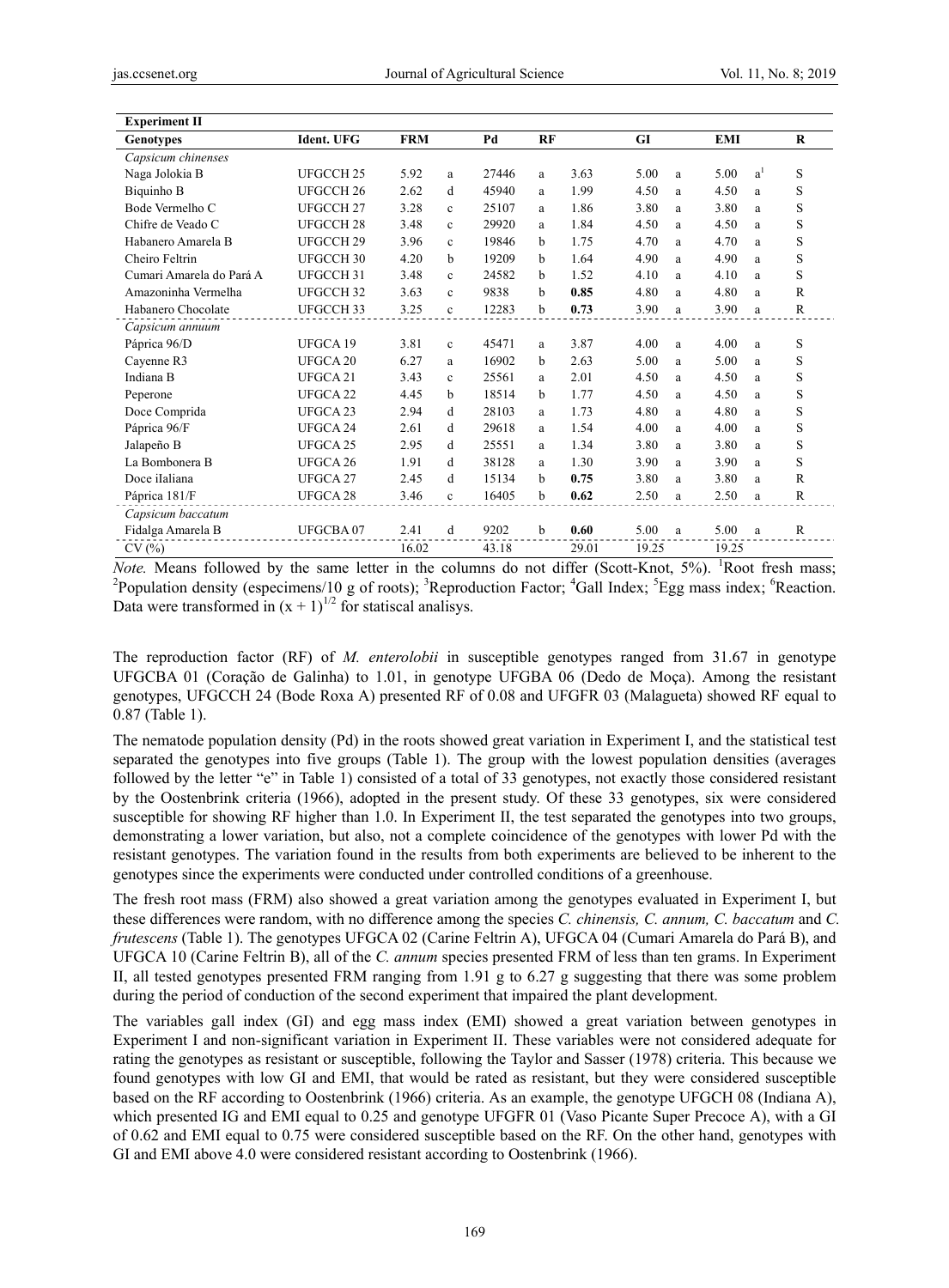| **Experiment II** | | | | | | | | | | | | |
|---|---|---|---|---|---|---|---|---|---|---|---|---|
| **Genotypes** | **Ident. UFG** | **FRM** | | **Pd** | **RF** | | **GI** | | **EMI** | | **R** |
| *Capsicum chinenses* | | | | | | | | | | | |
| Naga Jolokia B | UFGCCH 25 | 5.92 | a | 27446 | a | 3.63 | 5.00 | a | 5.00 | a[1] | S |
| Biquinho B | UFGCCH 26 | 2.62 | d | 45940 | a | 1.99 | 4.50 | a | 4.50 | a | S |
| Bode Vermelho C | UFGCCH 27 | 3.28 | c | 25107 | a | 1.86 | 3.80 | a | 3.80 | a | S |
| Chifre de Veado C | UFGCCH 28 | 3.48 | c | 29920 | a | 1.84 | 4.50 | a | 4.50 | a | S |
| Habanero Amarela B | UFGCCH 29 | 3.96 | c | 19846 | b | 1.75 | 4.70 | a | 4.70 | a | S |
| Cheiro Feltrin | UFGCCH 30 | 4.20 | b | 19209 | b | 1.64 | 4.90 | a | 4.90 | a | S |
| Cumari Amarela do Pará A | UFGCCH 31 | 3.48 | c | 24582 | b | 1.52 | 4.10 | a | 4.10 | a | S |
| Amazoninha Vermelha | UFGCCH 32 | 3.63 | c | 9838 | b | **0.85** | 4.80 | a | 4.80 | a | R |
| Habanero Chocolate | UFGCCH 33 | 3.25 | c | 12283 | b | **0.73** | 3.90 | a | 3.90 | a | R |
| *Capsicum annuum* | | | | | | | | | | | |
| Páprica 96/D | UFGCA 19 | 3.81 | c | 45471 | a | 3.87 | 4.00 | a | 4.00 | a | S |
| Cayenne R3 | UFGCA 20 | 6.27 | a | 16902 | b | 2.63 | 5.00 | a | 5.00 | a | S |
| Indiana B | UFGCA 21 | 3.43 | c | 25561 | a | 2.01 | 4.50 | a | 4.50 | a | S |
| Peperone | UFGCA 22 | 4.45 | b | 18514 | b | 1.77 | 4.50 | a | 4.50 | a | S |
| Doce Comprida | UFGCA 23 | 2.94 | d | 28103 | a | 1.73 | 4.80 | a | 4.80 | a | S |
| Páprica 96/F | UFGCA 24 | 2.61 | d | 29618 | a | 1.54 | 4.00 | a | 4.00 | a | S |
| Jalapeño B | UFGCA 25 | 2.95 | d | 25551 | a | 1.34 | 3.80 | a | 3.80 | a | S |
| La Bombonera B | UFGCA 26 | 1.91 | d | 38128 | a | 1.30 | 3.90 | a | 3.90 | a | S |
| Doce iIaliana | UFGCA 27 | 2.45 | d | 15134 | b | **0.75** | 3.80 | a | 3.80 | a | R |
| Páprica 181/F | UFGCA 28 | 3.46 | c | 16405 | b | **0.62** | 2.50 | a | 2.50 | a | R |
| *Capsicum baccatum* | | | | | | | | | | | |
| Fidalga Amarela B | UFGCBA 07 | 2.41 | d | 9202 | b | **0.60** | 5.00 | a | 5.00 | a | R |
| CV (%) | | 16.02 | | 43.18 | | 29.01 | 19.25 | | 19.25 | | |

*Note.* Means followed by the same letter in the columns do not differ (Scott-Knot, 5%). [1]Root fresh mass; [2]Population density (especimens/10 g of roots); [3]Reproduction Factor; [4]Gall Index; [5]Egg mass index; [6]Reaction. Data were transformed in $(x + 1)^{1/2}$ for statiscal analisys.

The reproduction factor (RF) of *M. enterolobii* in susceptible genotypes ranged from 31.67 in genotype UFGCBA 01 (Coração de Galinha) to 1.01, in genotype UFGBA 06 (Dedo de Moça). Among the resistant genotypes, UFGCCH 24 (Bode Roxa A) presented RF of 0.08 and UFGFR 03 (Malagueta) showed RF equal to 0.87 (Table 1).

The nematode population density (Pd) in the roots showed great variation in Experiment I, and the statistical test separated the genotypes into five groups (Table 1). The group with the lowest population densities (averages followed by the letter "e" in Table 1) consisted of a total of 33 genotypes, not exactly those considered resistant by the Oostenbrink criteria (1966), adopted in the present study. Of these 33 genotypes, six were considered susceptible for showing RF higher than 1.0. In Experiment II, the test separated the genotypes into two groups, demonstrating a lower variation, but also, not a complete coincidence of the genotypes with lower Pd with the resistant genotypes. The variation found in the results from both experiments are believed to be inherent to the genotypes since the experiments were conducted under controlled conditions of a greenhouse.

The fresh root mass (FRM) also showed a great variation among the genotypes evaluated in Experiment I, but these differences were random, with no difference among the species *C. chinensis, C. annum, C. baccatum* and *C. frutescens* (Table 1). The genotypes UFGCA 02 (Carine Feltrin A), UFGCA 04 (Cumari Amarela do Pará B), and UFGCA 10 (Carine Feltrin B), all of the *C. annum* species presented FRM of less than ten grams. In Experiment II, all tested genotypes presented FRM ranging from 1.91 g to 6.27 g suggesting that there was some problem during the period of conduction of the second experiment that impaired the plant development.

The variables gall index (GI) and egg mass index (EMI) showed a great variation between genotypes in Experiment I and non-significant variation in Experiment II. These variables were not considered adequate for rating the genotypes as resistant or susceptible, following the Taylor and Sasser (1978) criteria. This because we found genotypes with low GI and EMI, that would be rated as resistant, but they were considered susceptible based on the RF according to Oostenbrink (1966) criteria. As an example, the genotype UFGCH 08 (Indiana A), which presented IG and EMI equal to 0.25 and genotype UFGFR 01 (Vaso Picante Super Precoce A), with a GI of 0.62 and EMI equal to 0.75 were considered susceptible based on the RF. On the other hand, genotypes with GI and EMI above 4.0 were considered resistant according to Oostenbrink (1966).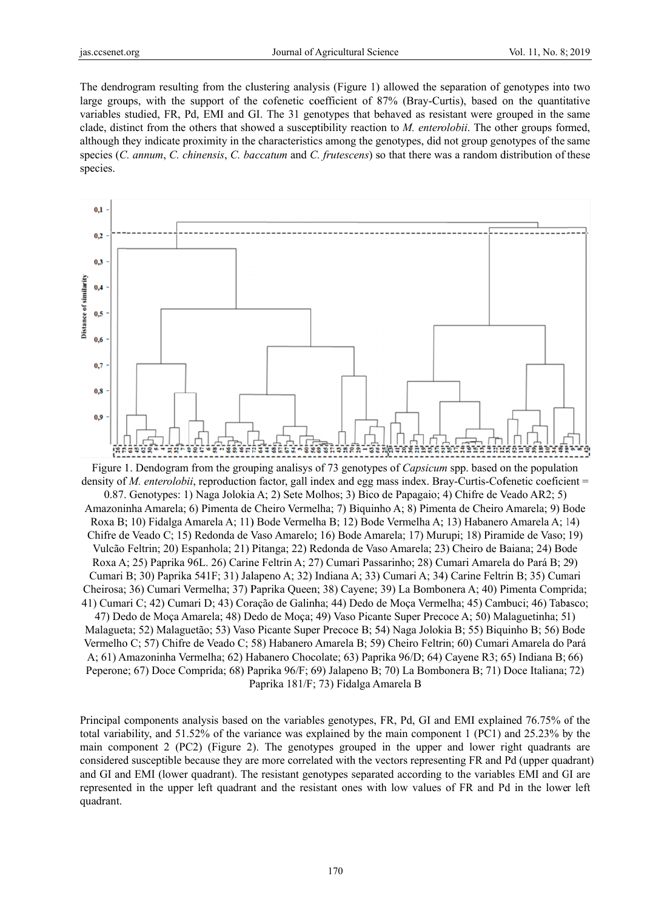The dendrogram resulting from the clustering analysis (Figure 1) allowed the separation of genotypes into two large groups, with the support of the cofenetic coefficient of 87% (Bray-Curtis), based on the quantitative variables studied, FR, Pd, EMI and GI. The 31 genotypes that behaved as resistant were grouped in the same clade, distinct from the others that showed a susceptibility reaction to *M. enterolobii*. The other groups formed, although they indicate proximity in the characteristics among the genotypes, did not group genotypes of the same species (*C. annum*, *C. chinensis*, *C. baccatum* and *C. frutescens*) so that there was a random distribution of these species.

Figure 1. Dendogram from the grouping analisys of 73 genotypes of *Capsicum* spp. based on the population density of *M. enterolobii*, reproduction factor, gall index and egg mass index. Bray-Curtis-Cofenetic coeficient = 0.87. Genotypes: 1) Naga Jolokia A; 2) Sete Molhos; 3) Bico de Papagaio; 4) Chifre de Veado AR2; 5) Amazoninha Amarela; 6) Pimenta de Cheiro Vermelha; 7) Biquinho A; 8) Pimenta de Cheiro Amarela; 9) Bode Roxa B; 10) Fidalga Amarela A; 11) Bode Vermelha B; 12) Bode Vermelha A; 13) Habanero Amarela A; 14) Chifre de Veado C; 15) Redonda de Vaso Amarelo; 16) Bode Amarela; 17) Murupi; 18) Piramide de Vaso; 19) Vulcão Feltrin; 20) Espanhola; 21) Pitanga; 22) Redonda de Vaso Amarela; 23) Cheiro de Baiana; 24) Bode Roxa A; 25) Paprika 96L. 26) Carine Feltrin A; 27) Cumari Passarinho; 28) Cumari Amarela do Pará B; 29) Cumari B; 30) Paprika 541F; 31) Jalapeno A; 32) Indiana A; 33) Cumari A; 34) Carine Feltrin B; 35) Cumari Cheirosa; 36) Cumari Vermelha; 37) Paprika Queen; 38) Cayene; 39) La Bombonera A; 40) Pimenta Comprida; 41) Cumari C; 42) Cumari D; 43) Coração de Galinha; 44) Dedo de Moça Vermelha; 45) Cambuci; 46) Tabasco; 47) Dedo de Moça Amarela; 48) Dedo de Moça; 49) Vaso Picante Super Precoce A; 50) Malaguetinha; 51) Malagueta; 52) Malaguetão; 53) Vaso Picante Super Precoce B; 54) Naga Jolokia B; 55) Biquinho B; 56) Bode Vermelho C; 57) Chifre de Veado C; 58) Habanero Amarela B; 59) Cheiro Feltrin; 60) Cumari Amarela do Pará A; 61) Amazoninha Vermelha; 62) Habanero Chocolate; 63) Paprika 96/D; 64) Cayene R3; 65) Indiana B; 66) Peperone; 67) Doce Comprida; 68) Paprika 96/F; 69) Jalapeno B; 70) La Bombonera B; 71) Doce Italiana; 72) Paprika 181/F; 73) Fidalga Amarela B

Principal components analysis based on the variables genotypes, FR, Pd, GI and EMI explained 76.75% of the total variability, and 51.52% of the variance was explained by the main component 1 (PC1) and 25.23% by the main component 2 (PC2) (Figure 2). The genotypes grouped in the upper and lower right quadrants are considered susceptible because they are more correlated with the vectors representing FR and Pd (upper quadrant) and GI and EMI (lower quadrant). The resistant genotypes separated according to the variables EMI and GI are represented in the upper left quadrant and the resistant ones with low values of FR and Pd in the lower left quadrant.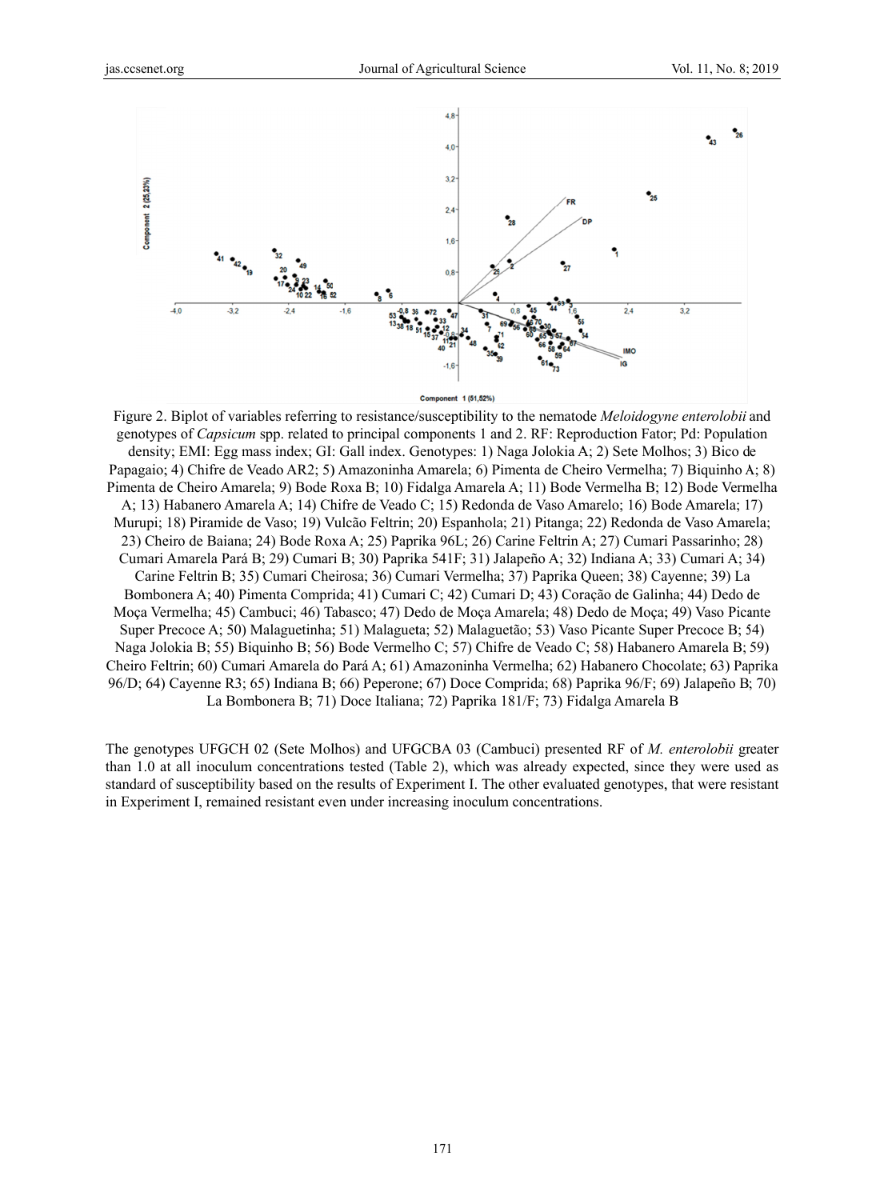Figure 2. Biplot of variables referring to resistance/susceptibility to the nematode *Meloidogyne enterolobii* and genotypes of *Capsicum* spp. related to principal components 1 and 2. RF: Reproduction Fator; Pd: Population density; EMI: Egg mass index; GI: Gall index. Genotypes: 1) Naga Jolokia A; 2) Sete Molhos; 3) Bico de Papagaio; 4) Chifre de Veado AR2; 5) Amazoninha Amarela; 6) Pimenta de Cheiro Vermelha; 7) Biquinho A; 8) Pimenta de Cheiro Amarela; 9) Bode Roxa B; 10) Fidalga Amarela A; 11) Bode Vermelha B; 12) Bode Vermelha A; 13) Habanero Amarela A; 14) Chifre de Veado C; 15) Redonda de Vaso Amarelo; 16) Bode Amarela; 17) Murupi; 18) Piramide de Vaso; 19) Vulcão Feltrin; 20) Espanhola; 21) Pitanga; 22) Redonda de Vaso Amarela; 23) Cheiro de Baiana; 24) Bode Roxa A; 25) Paprika 96L; 26) Carine Feltrin A; 27) Cumari Passarinho; 28) Cumari Amarela Pará B; 29) Cumari B; 30) Paprika 541F; 31) Jalapeño A; 32) Indiana A; 33) Cumari A; 34) Carine Feltrin B; 35) Cumari Cheirosa; 36) Cumari Vermelha; 37) Paprika Queen; 38) Cayenne; 39) La Bombonera A; 40) Pimenta Comprida; 41) Cumari C; 42) Cumari D; 43) Coração de Galinha; 44) Dedo de Moça Vermelha; 45) Cambuci; 46) Tabasco; 47) Dedo de Moça Amarela; 48) Dedo de Moça; 49) Vaso Picante Super Precoce A; 50) Malaguetinha; 51) Malagueta; 52) Malaguetão; 53) Vaso Picante Super Precoce B; 54) Naga Jolokia B; 55) Biquinho B; 56) Bode Vermelho C; 57) Chifre de Veado C; 58) Habanero Amarela B; 59) Cheiro Feltrin; 60) Cumari Amarela do Pará A; 61) Amazoninha Vermelha; 62) Habanero Chocolate; 63) Paprika 96/D; 64) Cayenne R3; 65) Indiana B; 66) Peperone; 67) Doce Comprida; 68) Paprika 96/F; 69) Jalapeño B; 70) La Bombonera B; 71) Doce Italiana; 72) Paprika 181/F; 73) Fidalga Amarela B

The genotypes UFGCH 02 (Sete Molhos) and UFGCBA 03 (Cambuci) presented RF of *M. enterolobii* greater than 1.0 at all inoculum concentrations tested (Table 2), which was already expected, since they were used as standard of susceptibility based on the results of Experiment I. The other evaluated genotypes, that were resistant in Experiment I, remained resistant even under increasing inoculum concentrations.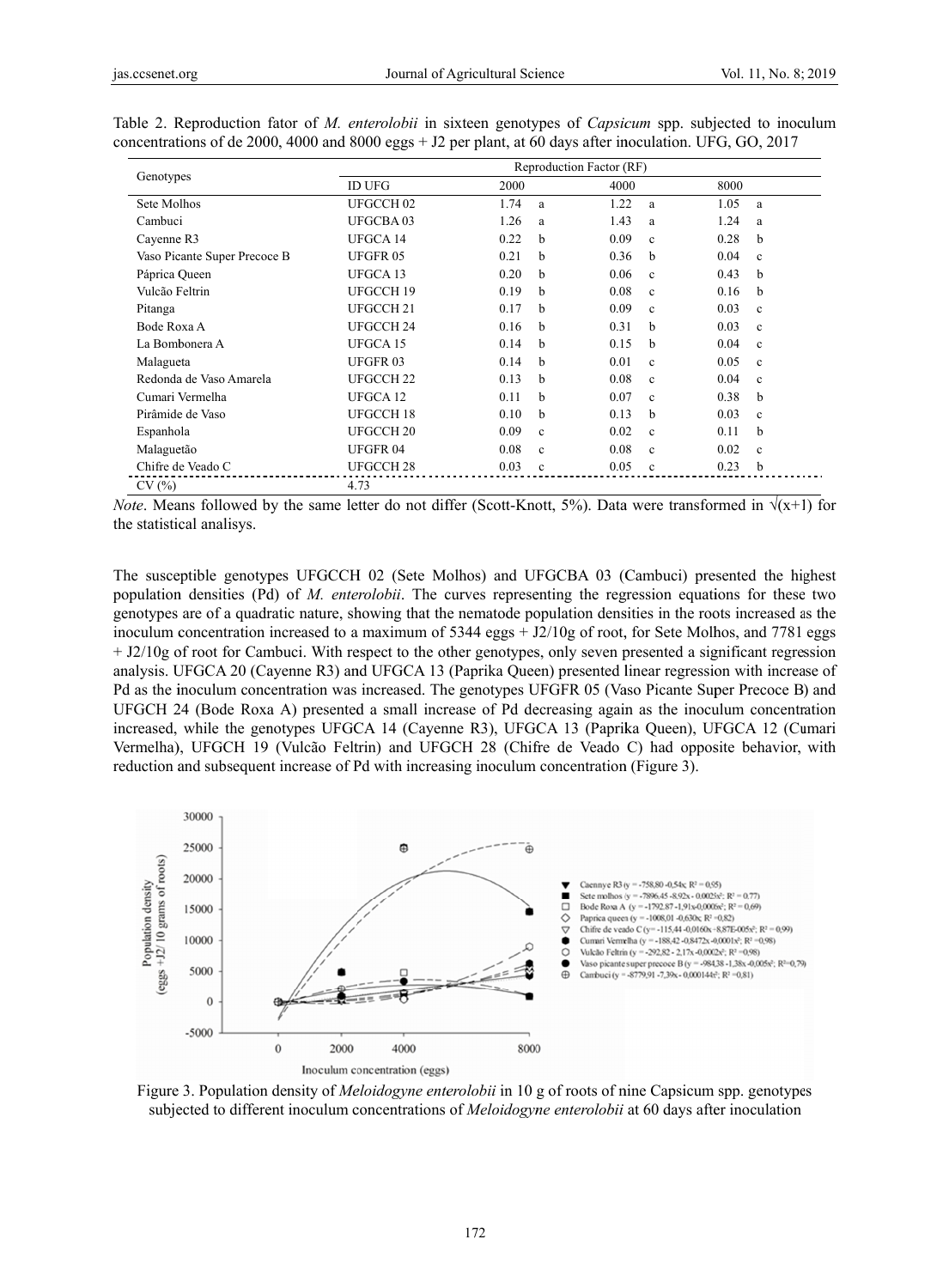Table 2. Reproduction fator of *M. enterolobii* in sixteen genotypes of *Capsicum* spp. subjected to inoculum concentrations of de 2000, 4000 and 8000 eggs + J2 per plant, at 60 days after inoculation. UFG, GO, 2017

| Genotypes | Reproduction Factor (RF) | | | |
|---|---|---|---|---|
| | ID UFG | 2000 | 4000 | 8000 |
| Sete Molhos | UFGCCH 02 | 1.74 a | 1.22 a | 1.05 a |
| Cambuci | UFGCBA 03 | 1.26 a | 1.43 a | 1.24 a |
| Cayenne R3 | UFGCA 14 | 0.22 b | 0.09 c | 0.28 b |
| Vaso Picante Super Precoce B | UFGFR 05 | 0.21 b | 0.36 b | 0.04 c |
| Páprica Queen | UFGCA 13 | 0.20 b | 0.06 c | 0.43 b |
| Vulcão Feltrin | UFGCCH 19 | 0.19 b | 0.08 c | 0.16 b |
| Pitanga | UFGCCH 21 | 0.17 b | 0.09 c | 0.03 c |
| Bode Roxa A | UFGCCH 24 | 0.16 b | 0.31 b | 0.03 c |
| La Bombonera A | UFGCA 15 | 0.14 b | 0.15 b | 0.04 c |
| Malagueta | UFGFR 03 | 0.14 b | 0.01 c | 0.05 c |
| Redonda de Vaso Amarela | UFGCCH 22 | 0.13 b | 0.08 c | 0.04 c |
| Cumari Vermelha | UFGCA 12 | 0.11 b | 0.07 c | 0.38 b |
| Pirâmide de Vaso | UFGCCH 18 | 0.10 b | 0.13 b | 0.03 c |
| Espanhola | UFGCCH 20 | 0.09 c | 0.02 c | 0.11 b |
| Malaguetão | UFGFR 04 | 0.08 c | 0.08 c | 0.02 c |
| Chifre de Veado C | UFGCCH 28 | 0.03 c | 0.05 c | 0.23 b |
| CV (%) | 4.73 | | | |

*Note*. Means followed by the same letter do not differ (Scott-Knott, 5%). Data were transformed in $\sqrt{(x+1)}$ for the statistical analisys.

The susceptible genotypes UFGCCH 02 (Sete Molhos) and UFGCBA 03 (Cambuci) presented the highest population densities (Pd) of *M. enterolobii*. The curves representing the regression equations for these two genotypes are of a quadratic nature, showing that the nematode population densities in the roots increased as the inoculum concentration increased to a maximum of 5344 eggs + J2/10g of root, for Sete Molhos, and 7781 eggs + J2/10g of root for Cambuci. With respect to the other genotypes, only seven presented a significant regression analysis. UFGCA 20 (Cayenne R3) and UFGCA 13 (Paprika Queen) presented linear regression with increase of Pd as the inoculum concentration was increased. The genotypes UFGFR 05 (Vaso Picante Super Precoce B) and UFGCH 24 (Bode Roxa A) presented a small increase of Pd decreasing again as the inoculum concentration increased, while the genotypes UFGCA 14 (Cayenne R3), UFGCA 13 (Paprika Queen), UFGCA 12 (Cumari Vermelha), UFGCH 19 (Vulcão Feltrin) and UFGCH 28 (Chifre de Veado C) had opposite behavior, with reduction and subsequent increase of Pd with increasing inoculum concentration (Figure 3).

Figure 3. Population density of *Meloidogyne enterolobii* in 10 g of roots of nine Capsicum spp. genotypes subjected to different inoculum concentrations of *Meloidogyne enterolobii* at 60 days after inoculation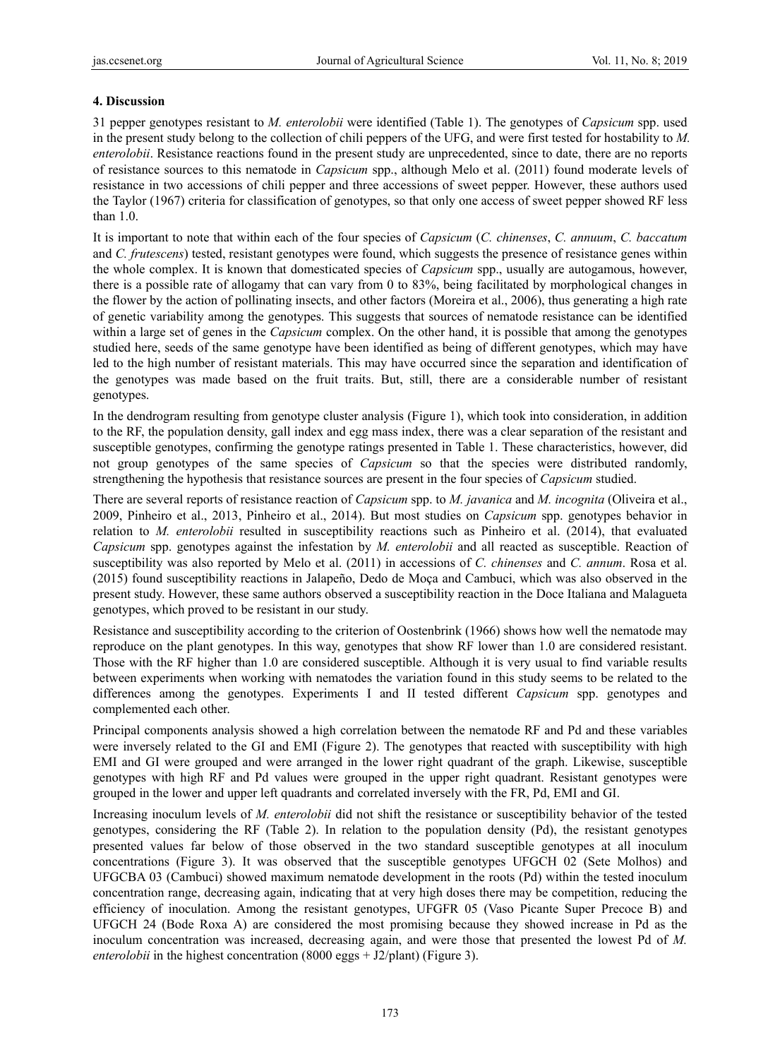### 4. Discussion

31 pepper genotypes resistant to *M. enterolobii* were identified (Table 1). The genotypes of *Capsicum* spp. used in the present study belong to the collection of chili peppers of the UFG, and were first tested for hostability to *M. enterolobii*. Resistance reactions found in the present study are unprecedented, since to date, there are no reports of resistance sources to this nematode in *Capsicum* spp., although Melo et al. (2011) found moderate levels of resistance in two accessions of chili pepper and three accessions of sweet pepper. However, these authors used the Taylor (1967) criteria for classification of genotypes, so that only one access of sweet pepper showed RF less than 1.0.

It is important to note that within each of the four species of *Capsicum* (*C. chinenses*, *C. annuum*, *C. baccatum* and *C. frutescens*) tested, resistant genotypes were found, which suggests the presence of resistance genes within the whole complex. It is known that domesticated species of *Capsicum* spp., usually are autogamous, however, there is a possible rate of allogamy that can vary from 0 to 83%, being facilitated by morphological changes in the flower by the action of pollinating insects, and other factors (Moreira et al., 2006), thus generating a high rate of genetic variability among the genotypes. This suggests that sources of nematode resistance can be identified within a large set of genes in the *Capsicum* complex. On the other hand, it is possible that among the genotypes studied here, seeds of the same genotype have been identified as being of different genotypes, which may have led to the high number of resistant materials. This may have occurred since the separation and identification of the genotypes was made based on the fruit traits. But, still, there are a considerable number of resistant genotypes.

In the dendrogram resulting from genotype cluster analysis (Figure 1), which took into consideration, in addition to the RF, the population density, gall index and egg mass index, there was a clear separation of the resistant and susceptible genotypes, confirming the genotype ratings presented in Table 1. These characteristics, however, did not group genotypes of the same species of *Capsicum* so that the species were distributed randomly, strengthening the hypothesis that resistance sources are present in the four species of *Capsicum* studied.

There are several reports of resistance reaction of *Capsicum* spp. to *M. javanica* and *M. incognita* (Oliveira et al., 2009, Pinheiro et al., 2013, Pinheiro et al., 2014). But most studies on *Capsicum* spp. genotypes behavior in relation to *M. enterolobii* resulted in susceptibility reactions such as Pinheiro et al. (2014), that evaluated *Capsicum* spp. genotypes against the infestation by *M. enterolobii* and all reacted as susceptible. Reaction of susceptibility was also reported by Melo et al. (2011) in accessions of *C. chinenses* and *C. annum*. Rosa et al. (2015) found susceptibility reactions in Jalapeño, Dedo de Moça and Cambuci, which was also observed in the present study. However, these same authors observed a susceptibility reaction in the Doce Italiana and Malagueta genotypes, which proved to be resistant in our study.

Resistance and susceptibility according to the criterion of Oostenbrink (1966) shows how well the nematode may reproduce on the plant genotypes. In this way, genotypes that show RF lower than 1.0 are considered resistant. Those with the RF higher than 1.0 are considered susceptible. Although it is very usual to find variable results between experiments when working with nematodes the variation found in this study seems to be related to the differences among the genotypes. Experiments I and II tested different *Capsicum* spp. genotypes and complemented each other.

Principal components analysis showed a high correlation between the nematode RF and Pd and these variables were inversely related to the GI and EMI (Figure 2). The genotypes that reacted with susceptibility with high EMI and GI were grouped and were arranged in the lower right quadrant of the graph. Likewise, susceptible genotypes with high RF and Pd values were grouped in the upper right quadrant. Resistant genotypes were grouped in the lower and upper left quadrants and correlated inversely with the FR, Pd, EMI and GI.

Increasing inoculum levels of *M. enterolobii* did not shift the resistance or susceptibility behavior of the tested genotypes, considering the RF (Table 2). In relation to the population density (Pd), the resistant genotypes presented values far below of those observed in the two standard susceptible genotypes at all inoculum concentrations (Figure 3). It was observed that the susceptible genotypes UFGCH 02 (Sete Molhos) and UFGCBA 03 (Cambuci) showed maximum nematode development in the roots (Pd) within the tested inoculum concentration range, decreasing again, indicating that at very high doses there may be competition, reducing the efficiency of inoculation. Among the resistant genotypes, UFGFR 05 (Vaso Picante Super Precoce B) and UFGCH 24 (Bode Roxa A) are considered the most promising because they showed increase in Pd as the inoculum concentration was increased, decreasing again, and were those that presented the lowest Pd of *M. enterolobii* in the highest concentration (8000 eggs + J2/plant) (Figure 3).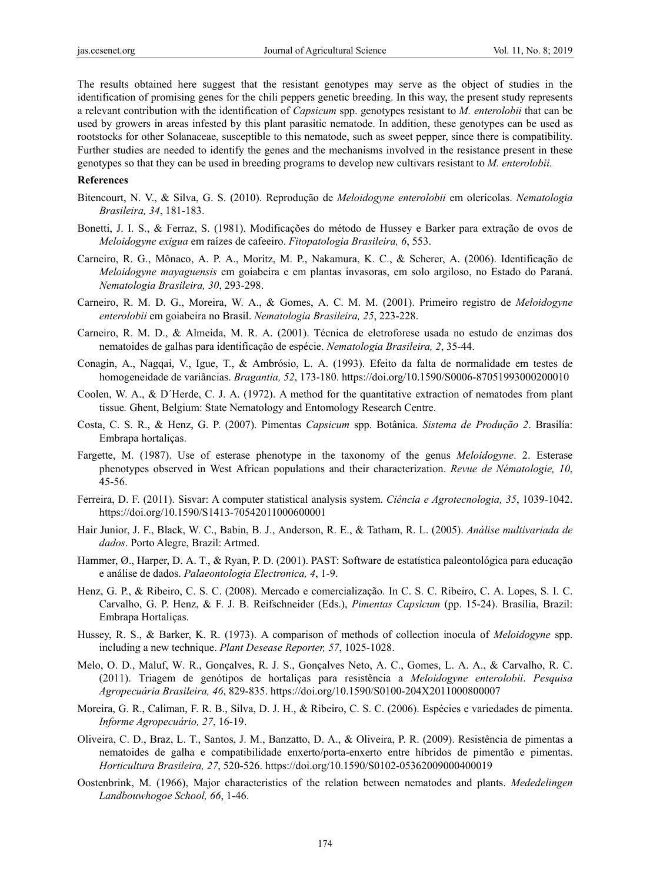The results obtained here suggest that the resistant genotypes may serve as the object of studies in the identification of promising genes for the chili peppers genetic breeding. In this way, the present study represents a relevant contribution with the identification of *Capsicum* spp. genotypes resistant to *M. enterolobii* that can be used by growers in areas infested by this plant parasitic nematode. In addition, these genotypes can be used as rootstocks for other Solanaceae, susceptible to this nematode, such as sweet pepper, since there is compatibility. Further studies are needed to identify the genes and the mechanisms involved in the resistance present in these genotypes so that they can be used in breeding programs to develop new cultivars resistant to *M. enterolobii*.

**References**

Bitencourt, N. V., & Silva, G. S. (2010). Reprodução de *Meloidogyne enterolobii* em olerícolas. *Nematologia Brasileira, 34*, 181-183.

Bonetti, J. I. S., & Ferraz, S. (1981). Modificações do método de Hussey e Barker para extração de ovos de *Meloidogyne exigua* em raízes de cafeeiro. *Fitopatologia Brasileira, 6*, 553.

Carneiro, R. G., Mônaco, A. P. A., Moritz, M. P., Nakamura, K. C., & Scherer, A. (2006). Identificação de *Meloidogyne mayaguensis* em goiabeira e em plantas invasoras, em solo argiloso, no Estado do Paraná. *Nematologia Brasileira, 30*, 293-298.

Carneiro, R. M. D. G., Moreira, W. A., & Gomes, A. C. M. M. (2001). Primeiro registro de *Meloidogyne enterolobii* em goiabeira no Brasil. *Nematologia Brasileira, 25*, 223-228.

Carneiro, R. M. D., & Almeida, M. R. A. (2001). Técnica de eletroforese usada no estudo de enzimas dos nematoides de galhas para identificação de espécie. *Nematologia Brasileira, 2*, 35-44.

Conagin, A., Nagqai, V., Igue, T., & Ambrósio, L. A. (1993). Efeito da falta de normalidade em testes de homogeneidade de variâncias. *Bragantia, 52*, 173-180. https://doi.org/10.1590/S0006-87051993000200010

Coolen, W. A., & D´Herde, C. J. A. (1972). A method for the quantitative extraction of nematodes from plant tissue*.* Ghent, Belgium: State Nematology and Entomology Research Centre.

Costa, C. S. R., & Henz, G. P. (2007). Pimentas *Capsicum* spp. Botânica. *Sistema de Produção 2*. Brasilía: Embrapa hortaliças.

Fargette, M. (1987). Use of esterase phenotype in the taxonomy of the genus *Meloidogyne*. 2. Esterase phenotypes observed in West African populations and their characterization. *Revue de Nématologie, 10*, 45-56.

Ferreira, D. F. (2011). Sisvar: A computer statistical analysis system. *Ciência e Agrotecnologia, 35*, 1039-1042. https://doi.org/10.1590/S1413-70542011000600001

Hair Junior, J. F., Black, W. C., Babin, B. J., Anderson, R. E., & Tatham, R. L. (2005). *Análise multivariada de dados*. Porto Alegre, Brazil: Artmed.

Hammer, Ø., Harper, D. A. T., & Ryan, P. D. (2001). PAST: Software de estatística paleontológica para educação e análise de dados. *Palaeontologia Electronica, 4*, 1-9.

Henz, G. P., & Ribeiro, C. S. C. (2008). Mercado e comercialização. In C. S. C. Ribeiro, C. A. Lopes, S. I. C. Carvalho, G. P. Henz, & F. J. B. Reifschneider (Eds.), *Pimentas Capsicum* (pp. 15-24). Brasília, Brazil: Embrapa Hortaliças.

Hussey, R. S., & Barker, K. R. (1973). A comparison of methods of collection inocula of *Meloidogyne* spp. including a new technique. *Plant Desease Reporter, 57*, 1025-1028.

Melo, O. D., Maluf, W. R., Gonçalves, R. J. S., Gonçalves Neto, A. C., Gomes, L. A. A., & Carvalho, R. C. (2011). Triagem de genótipos de hortaliças para resistência a *Meloidogyne enterolobii*. *Pesquisa Agropecuária Brasileira, 46*, 829-835. https://doi.org/10.1590/S0100-204X2011000800007

Moreira, G. R., Caliman, F. R. B., Silva, D. J. H., & Ribeiro, C. S. C. (2006). Espécies e variedades de pimenta. *Informe Agropecuário, 27*, 16-19.

Oliveira, C. D., Braz, L. T., Santos, J. M., Banzatto, D. A., & Oliveira, P. R. (2009). Resistência de pimentas a nematoides de galha e compatibilidade enxerto/porta-enxerto entre híbridos de pimentão e pimentas. *Horticultura Brasileira, 27*, 520-526. https://doi.org/10.1590/S0102-05362009000400019

Oostenbrink, M. (1966), Major characteristics of the relation between nematodes and plants. *Mededelingen Landbouwhogoe School, 66*, 1-46.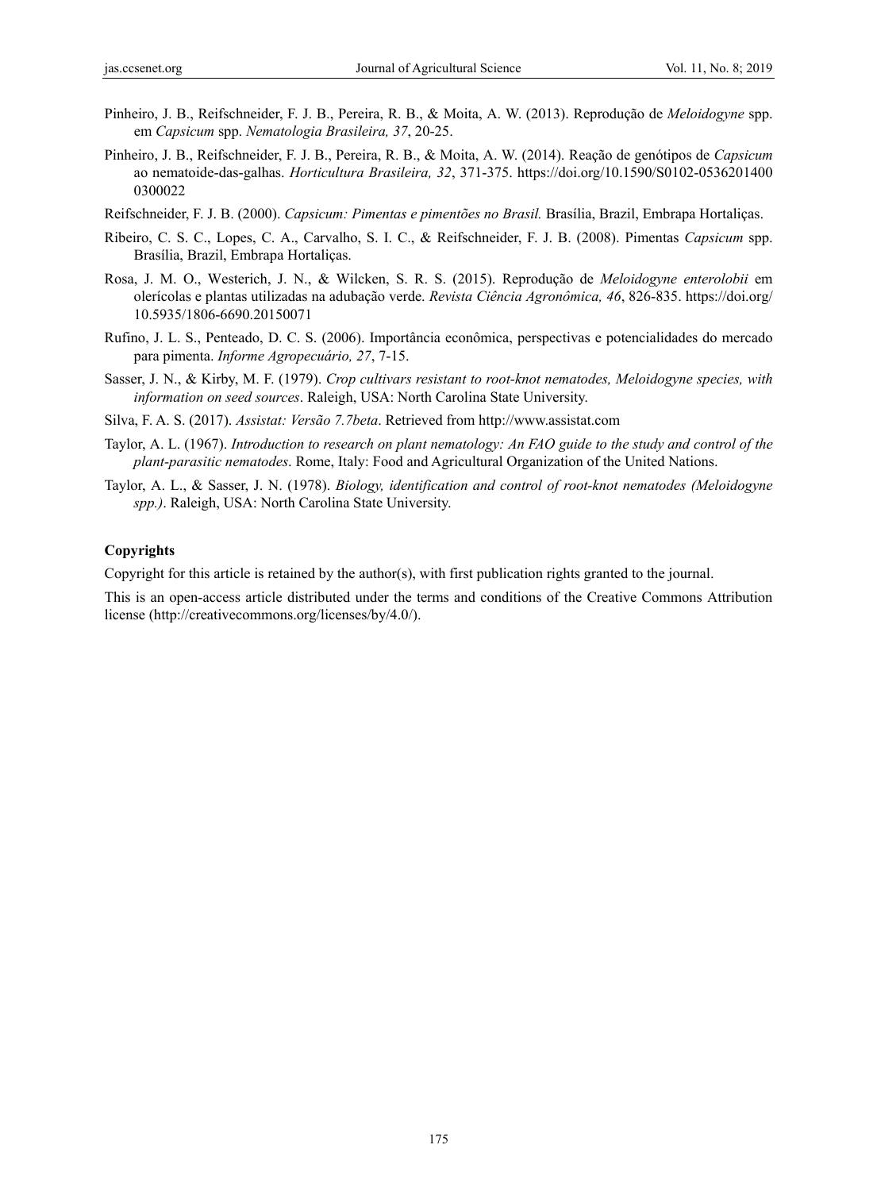Pinheiro, J. B., Reifschneider, F. J. B., Pereira, R. B., & Moita, A. W. (2013). Reprodução de *Meloidogyne* spp. em *Capsicum* spp. *Nematologia Brasileira, 37*, 20-25.

Pinheiro, J. B., Reifschneider, F. J. B., Pereira, R. B., & Moita, A. W. (2014). Reação de genótipos de *Capsicum* ao nematoide-das-galhas. *Horticultura Brasileira, 32*, 371-375. https://doi.org/10.1590/S0102-0536201400 0300022

Reifschneider, F. J. B. (2000). *Capsicum: Pimentas e pimentões no Brasil.* Brasília, Brazil, Embrapa Hortaliças.

Ribeiro, C. S. C., Lopes, C. A., Carvalho, S. I. C., & Reifschneider, F. J. B. (2008). Pimentas *Capsicum* spp. Brasília, Brazil, Embrapa Hortaliças.

Rosa, J. M. O., Westerich, J. N., & Wilcken, S. R. S. (2015). Reprodução de *Meloidogyne enterolobii* em olerícolas e plantas utilizadas na adubação verde. *Revista Ciência Agronômica, 46*, 826-835. https://doi.org/ 10.5935/1806-6690.20150071

Rufino, J. L. S., Penteado, D. C. S. (2006). Importância econômica, perspectivas e potencialidades do mercado para pimenta. *Informe Agropecuário, 27*, 7-15.

Sasser, J. N., & Kirby, M. F. (1979). *Crop cultivars resistant to root-knot nematodes, Meloidogyne species, with information on seed sources*. Raleigh, USA: North Carolina State University.

Silva, F. A. S. (2017). *Assistat: Versão 7.7beta*. Retrieved from http://www.assistat.com

Taylor, A. L. (1967). *Introduction to research on plant nematology: An FAO guide to the study and control of the plant-parasitic nematodes*. Rome, Italy: Food and Agricultural Organization of the United Nations.

Taylor, A. L., & Sasser, J. N. (1978). *Biology, identification and control of root-knot nematodes (Meloidogyne spp.)*. Raleigh, USA: North Carolina State University.

**Copyrights**

Copyright for this article is retained by the author(s), with first publication rights granted to the journal.

This is an open-access article distributed under the terms and conditions of the Creative Commons Attribution license (http://creativecommons.org/licenses/by/4.0/).